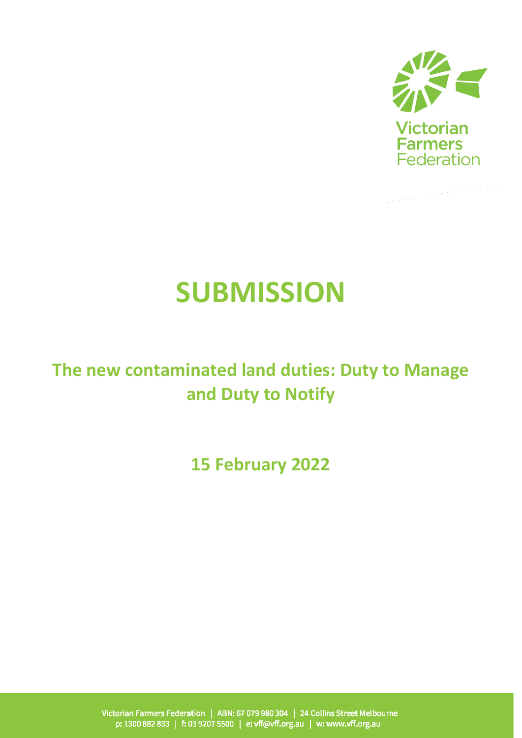Victorian Farmers Federation

# SUBMISSION

## The new contaminated land duties: Duty to Manage and Duty to Notify

## 15 February 2022

Victorian Farmers Federation | ABN: 67 079 980 304 | 24 Collins Street Melbourne
p: 1300 882 833 | f: 03 9207 5500 | e: vff@vff.org.au | w: www.vff.org.au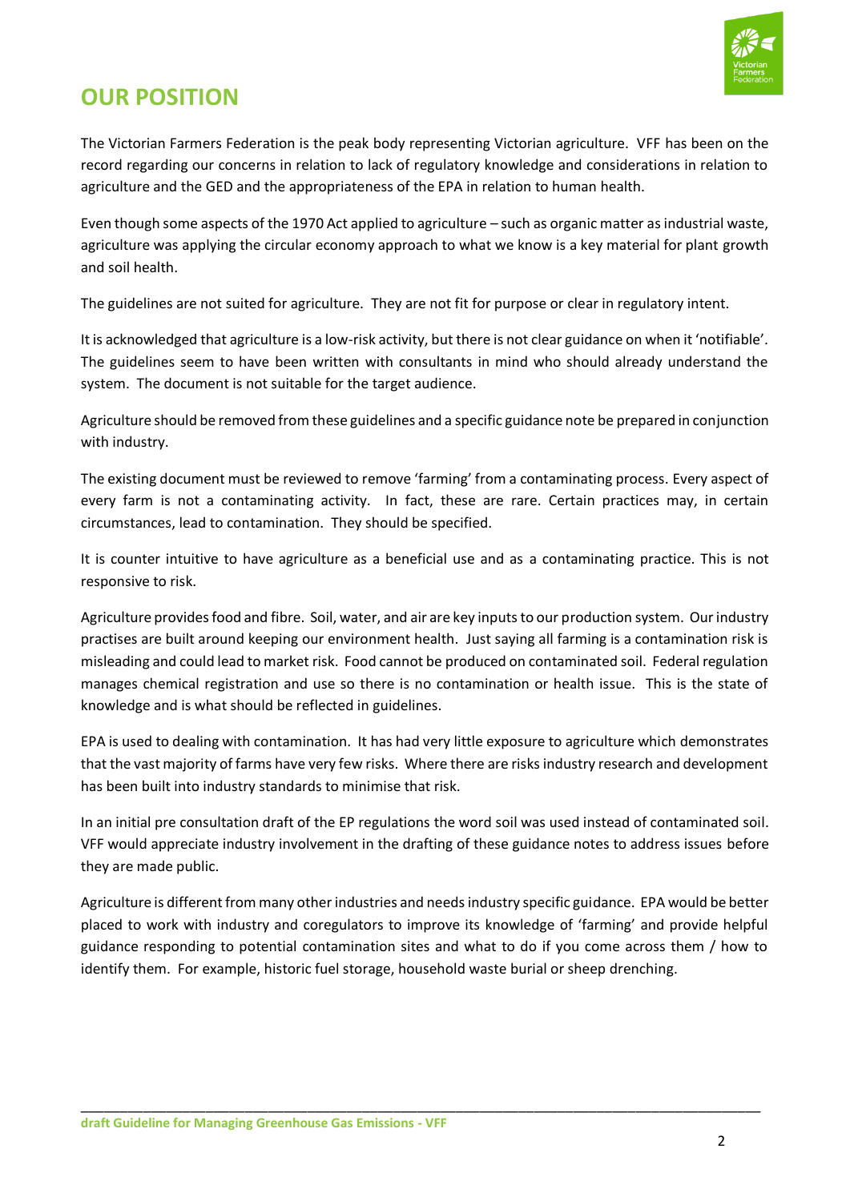# OUR POSITION

The Victorian Farmers Federation is the peak body representing Victorian agriculture. VFF has been on the record regarding our concerns in relation to lack of regulatory knowledge and considerations in relation to agriculture and the GED and the appropriateness of the EPA in relation to human health.

Even though some aspects of the 1970 Act applied to agriculture – such as organic matter as industrial waste, agriculture was applying the circular economy approach to what we know is a key material for plant growth and soil health.

The guidelines are not suited for agriculture. They are not fit for purpose or clear in regulatory intent.

It is acknowledged that agriculture is a low-risk activity, but there is not clear guidance on when it 'notifiable'. The guidelines seem to have been written with consultants in mind who should already understand the system. The document is not suitable for the target audience.

Agriculture should be removed from these guidelines and a specific guidance note be prepared in conjunction with industry.

The existing document must be reviewed to remove 'farming' from a contaminating process. Every aspect of every farm is not a contaminating activity. In fact, these are rare. Certain practices may, in certain circumstances, lead to contamination. They should be specified.

It is counter intuitive to have agriculture as a beneficial use and as a contaminating practice. This is not responsive to risk.

Agriculture provides food and fibre. Soil, water, and air are key inputs to our production system. Our industry practises are built around keeping our environment health. Just saying all farming is a contamination risk is misleading and could lead to market risk. Food cannot be produced on contaminated soil. Federal regulation manages chemical registration and use so there is no contamination or health issue. This is the state of knowledge and is what should be reflected in guidelines.

EPA is used to dealing with contamination. It has had very little exposure to agriculture which demonstrates that the vast majority of farms have very few risks. Where there are risks industry research and development has been built into industry standards to minimise that risk.

In an initial pre consultation draft of the EP regulations the word soil was used instead of contaminated soil. VFF would appreciate industry involvement in the drafting of these guidance notes to address issues before they are made public.

Agriculture is different from many other industries and needs industry specific guidance. EPA would be better placed to work with industry and coregulators to improve its knowledge of 'farming' and provide helpful guidance responding to potential contamination sites and what to do if you come across them / how to identify them. For example, historic fuel storage, household waste burial or sheep drenching.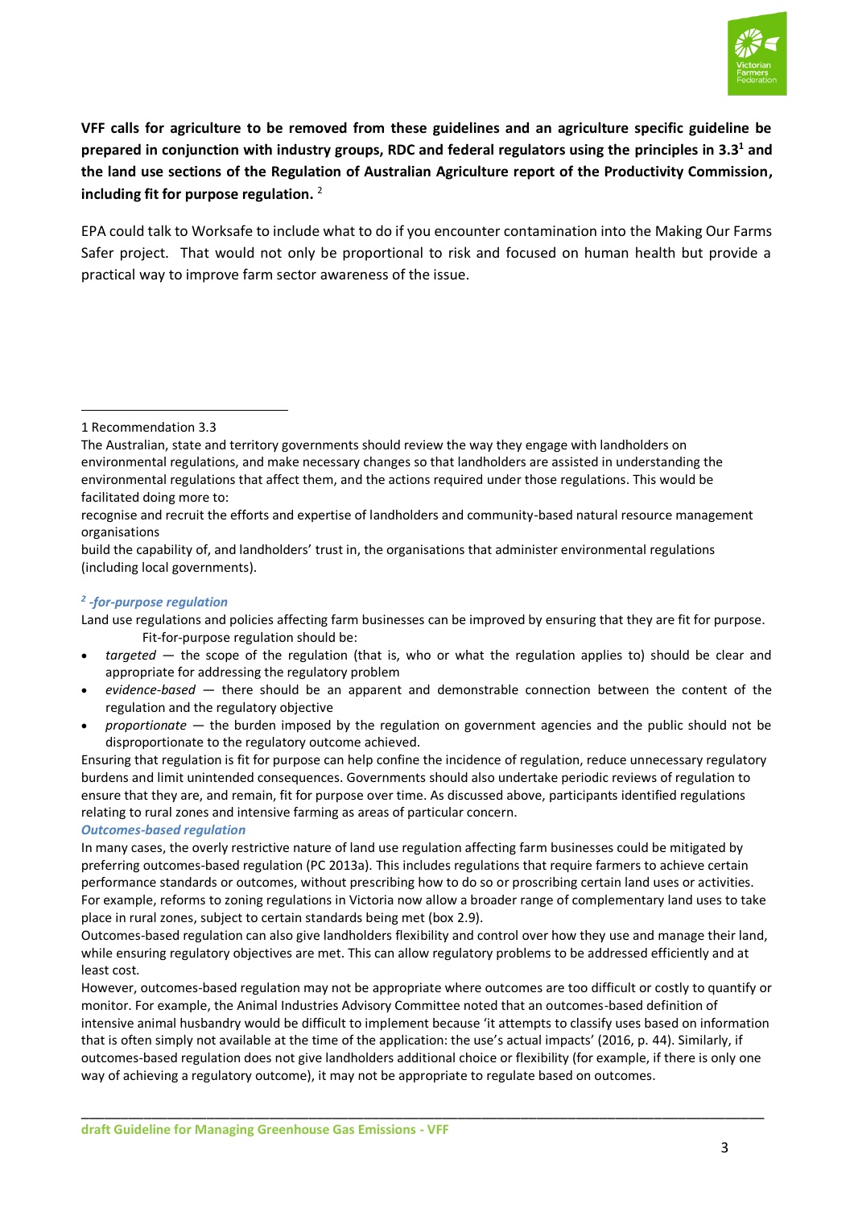**VFF calls for agriculture to be removed from these guidelines and an agriculture specific guideline be prepared in conjunction with industry groups, RDC and federal regulators using the principles in 3.3[1] and the land use sections of the Regulation of Australian Agriculture report of the Productivity Commission, including fit for purpose regulation.** [2]

EPA could talk to Worksafe to include what to do if you encounter contamination into the Making Our Farms Safer project. That would not only be proportional to risk and focused on human health but provide a practical way to improve farm sector awareness of the issue.

---

1 Recommendation 3.3

The Australian, state and territory governments should review the way they engage with landholders on environmental regulations, and make necessary changes so that landholders are assisted in understanding the environmental regulations that affect them, and the actions required under those regulations. This would be facilitated doing more to:

recognise and recruit the efforts and expertise of landholders and community-based natural resource management organisations

build the capability of, and landholders' trust in, the organisations that administer environmental regulations (including local governments).

[2] ***-for-purpose regulation***

Land use regulations and policies affecting farm businesses can be improved by ensuring that they are fit for purpose. Fit-for-purpose regulation should be:

- *targeted* — the scope of the regulation (that is, who or what the regulation applies to) should be clear and appropriate for addressing the regulatory problem
- *evidence-based* — there should be an apparent and demonstrable connection between the content of the regulation and the regulatory objective
- *proportionate* — the burden imposed by the regulation on government agencies and the public should not be disproportionate to the regulatory outcome achieved.

Ensuring that regulation is fit for purpose can help confine the incidence of regulation, reduce unnecessary regulatory burdens and limit unintended consequences. Governments should also undertake periodic reviews of regulation to ensure that they are, and remain, fit for purpose over time. As discussed above, participants identified regulations relating to rural zones and intensive farming as areas of particular concern.

***Outcomes-based regulation***

In many cases, the overly restrictive nature of land use regulation affecting farm businesses could be mitigated by preferring outcomes-based regulation (PC 2013a). This includes regulations that require farmers to achieve certain performance standards or outcomes, without prescribing how to do so or proscribing certain land uses or activities. For example, reforms to zoning regulations in Victoria now allow a broader range of complementary land uses to take place in rural zones, subject to certain standards being met (box 2.9).

Outcomes-based regulation can also give landholders flexibility and control over how they use and manage their land, while ensuring regulatory objectives are met. This can allow regulatory problems to be addressed efficiently and at least cost.

However, outcomes-based regulation may not be appropriate where outcomes are too difficult or costly to quantify or monitor. For example, the Animal Industries Advisory Committee noted that an outcomes-based definition of intensive animal husbandry would be difficult to implement because 'it attempts to classify uses based on information that is often simply not available at the time of the application: the use's actual impacts' (2016, p. 44). Similarly, if outcomes-based regulation does not give landholders additional choice or flexibility (for example, if there is only one way of achieving a regulatory outcome), it may not be appropriate to regulate based on outcomes.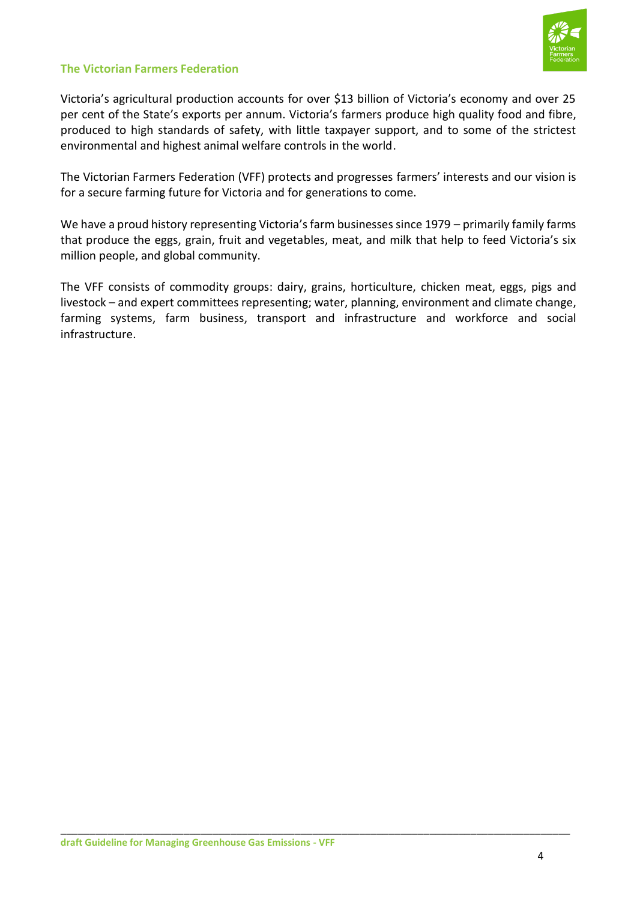## The Victorian Farmers Federation

Victoria's agricultural production accounts for over $13 billion of Victoria's economy and over 25 per cent of the State's exports per annum. Victoria's farmers produce high quality food and fibre, produced to high standards of safety, with little taxpayer support, and to some of the strictest environmental and highest animal welfare controls in the world.

The Victorian Farmers Federation (VFF) protects and progresses farmers' interests and our vision is for a secure farming future for Victoria and for generations to come.

We have a proud history representing Victoria's farm businesses since 1979 – primarily family farms that produce the eggs, grain, fruit and vegetables, meat, and milk that help to feed Victoria's six million people, and global community.

The VFF consists of commodity groups: dairy, grains, horticulture, chicken meat, eggs, pigs and livestock – and expert committees representing; water, planning, environment and climate change, farming systems, farm business, transport and infrastructure and workforce and social infrastructure.